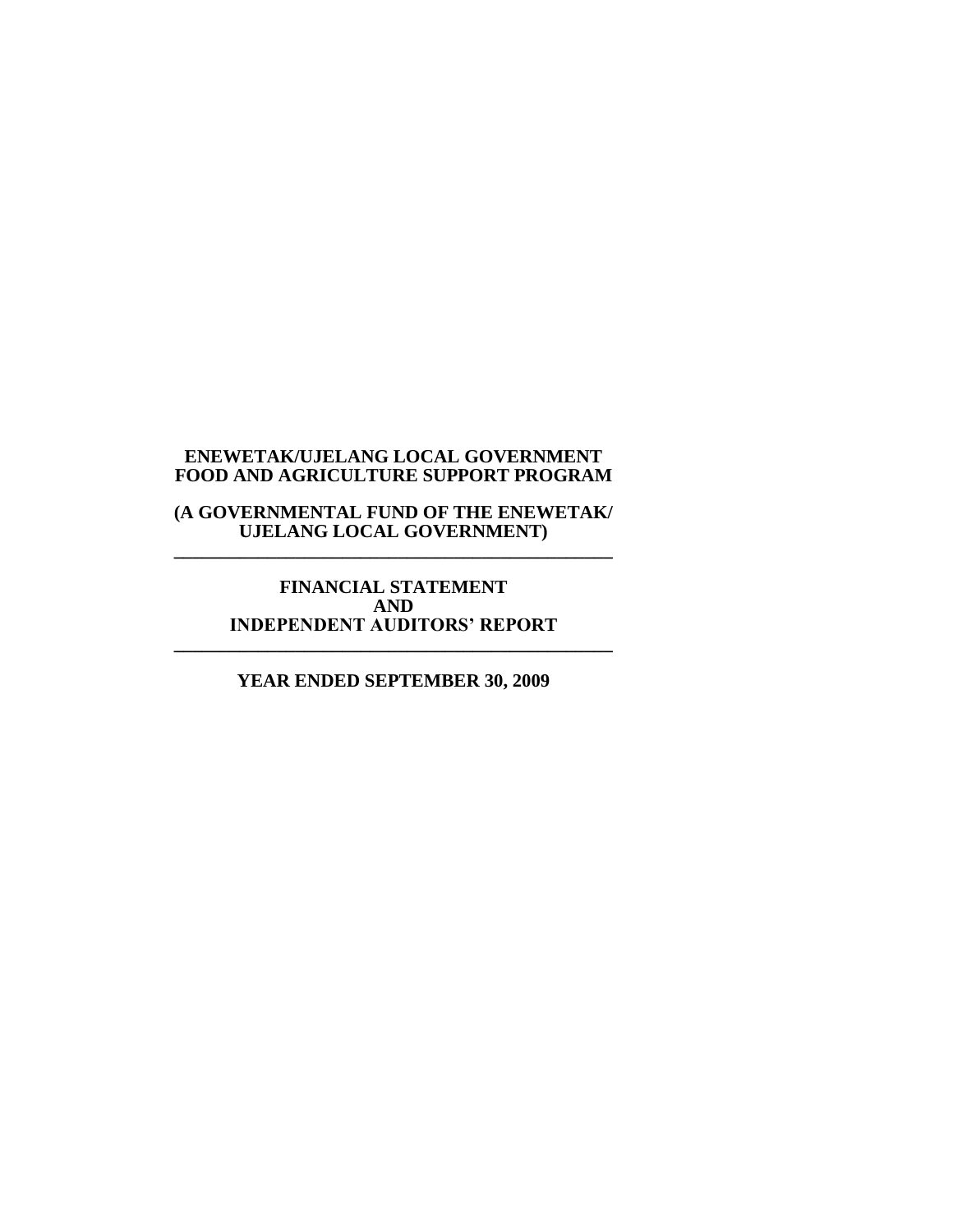**ENEWETAK/UJELANG LOCAL GOVERNMENT**
**FOOD AND AGRICULTURE SUPPORT PROGRAM**

**(A GOVERNMENTAL FUND OF THE ENEWETAK/**
**UJELANG LOCAL GOVERNMENT)**

---

**FINANCIAL STATEMENT**
**AND**
**INDEPENDENT AUDITORS' REPORT**

---

**YEAR ENDED SEPTEMBER 30, 2009**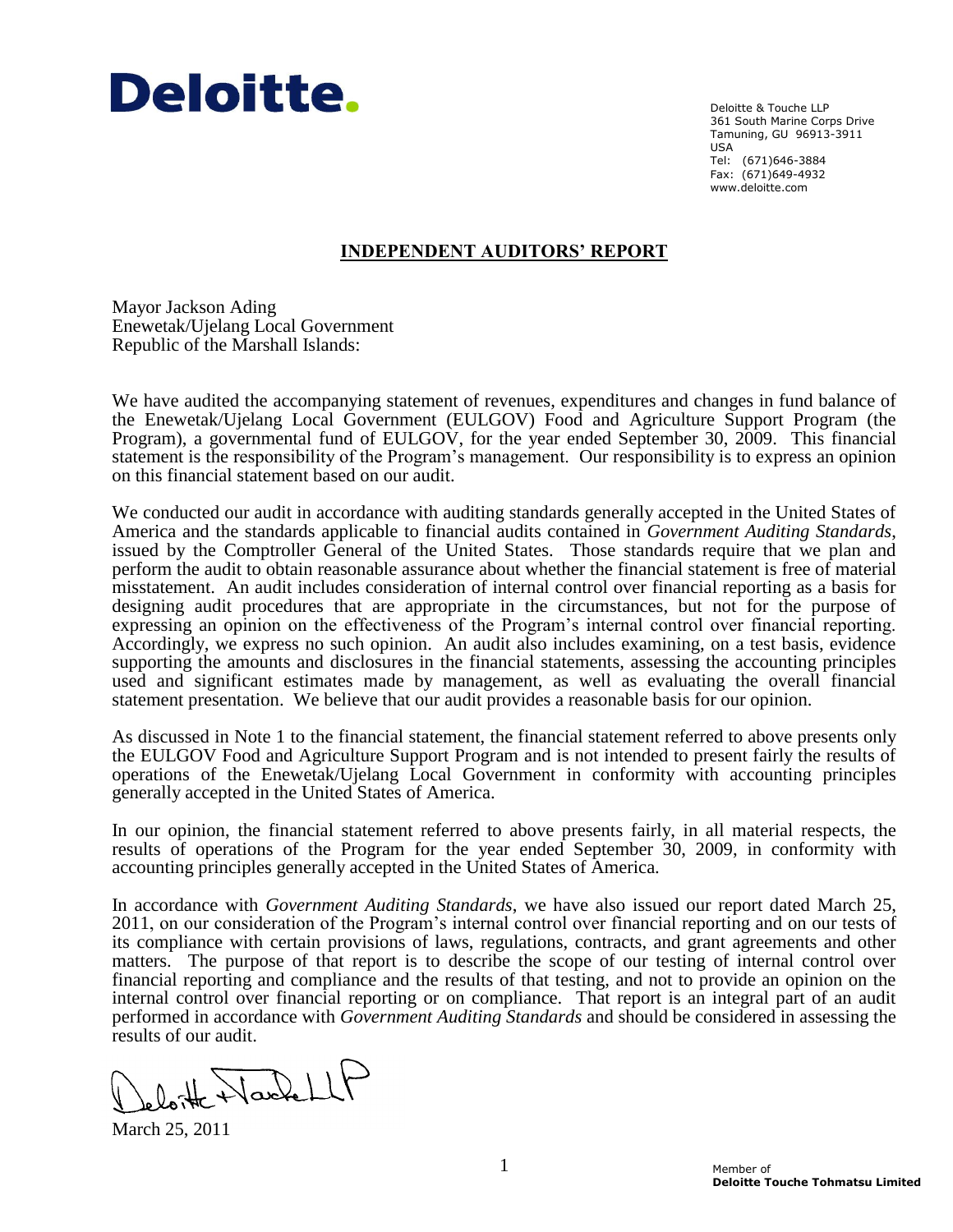Deloitte.

Deloitte & Touche LLP
361 South Marine Corps Drive
Tamuning, GU 96913-3911
USA
Tel: (671)646-3884
Fax: (671)649-4932
www.deloitte.com

## INDEPENDENT AUDITORS' REPORT

Mayor Jackson Ading
Enewetak/Ujelang Local Government
Republic of the Marshall Islands:

We have audited the accompanying statement of revenues, expenditures and changes in fund balance of the Enewetak/Ujelang Local Government (EULGOV) Food and Agriculture Support Program (the Program), a governmental fund of EULGOV, for the year ended September 30, 2009. This financial statement is the responsibility of the Program's management. Our responsibility is to express an opinion on this financial statement based on our audit.

We conducted our audit in accordance with auditing standards generally accepted in the United States of America and the standards applicable to financial audits contained in *Government Auditing Standards*, issued by the Comptroller General of the United States. Those standards require that we plan and perform the audit to obtain reasonable assurance about whether the financial statement is free of material misstatement. An audit includes consideration of internal control over financial reporting as a basis for designing audit procedures that are appropriate in the circumstances, but not for the purpose of expressing an opinion on the effectiveness of the Program's internal control over financial reporting. Accordingly, we express no such opinion. An audit also includes examining, on a test basis, evidence supporting the amounts and disclosures in the financial statements, assessing the accounting principles used and significant estimates made by management, as well as evaluating the overall financial statement presentation. We believe that our audit provides a reasonable basis for our opinion.

As discussed in Note 1 to the financial statement, the financial statement referred to above presents only the EULGOV Food and Agriculture Support Program and is not intended to present fairly the results of operations of the Enewetak/Ujelang Local Government in conformity with accounting principles generally accepted in the United States of America.

In our opinion, the financial statement referred to above presents fairly, in all material respects, the results of operations of the Program for the year ended September 30, 2009, in conformity with accounting principles generally accepted in the United States of America.

In accordance with *Government Auditing Standards*, we have also issued our report dated March 25, 2011, on our consideration of the Program's internal control over financial reporting and on our tests of its compliance with certain provisions of laws, regulations, contracts, and grant agreements and other matters. The purpose of that report is to describe the scope of our testing of internal control over financial reporting and compliance and the results of that testing, and not to provide an opinion on the internal control over financial reporting or on compliance. That report is an integral part of an audit performed in accordance with *Government Auditing Standards* and should be considered in assessing the results of our audit.

Deloitte & Touche LLP

March 25, 2011

Member of
**Deloitte Touche Tohmatsu Limited**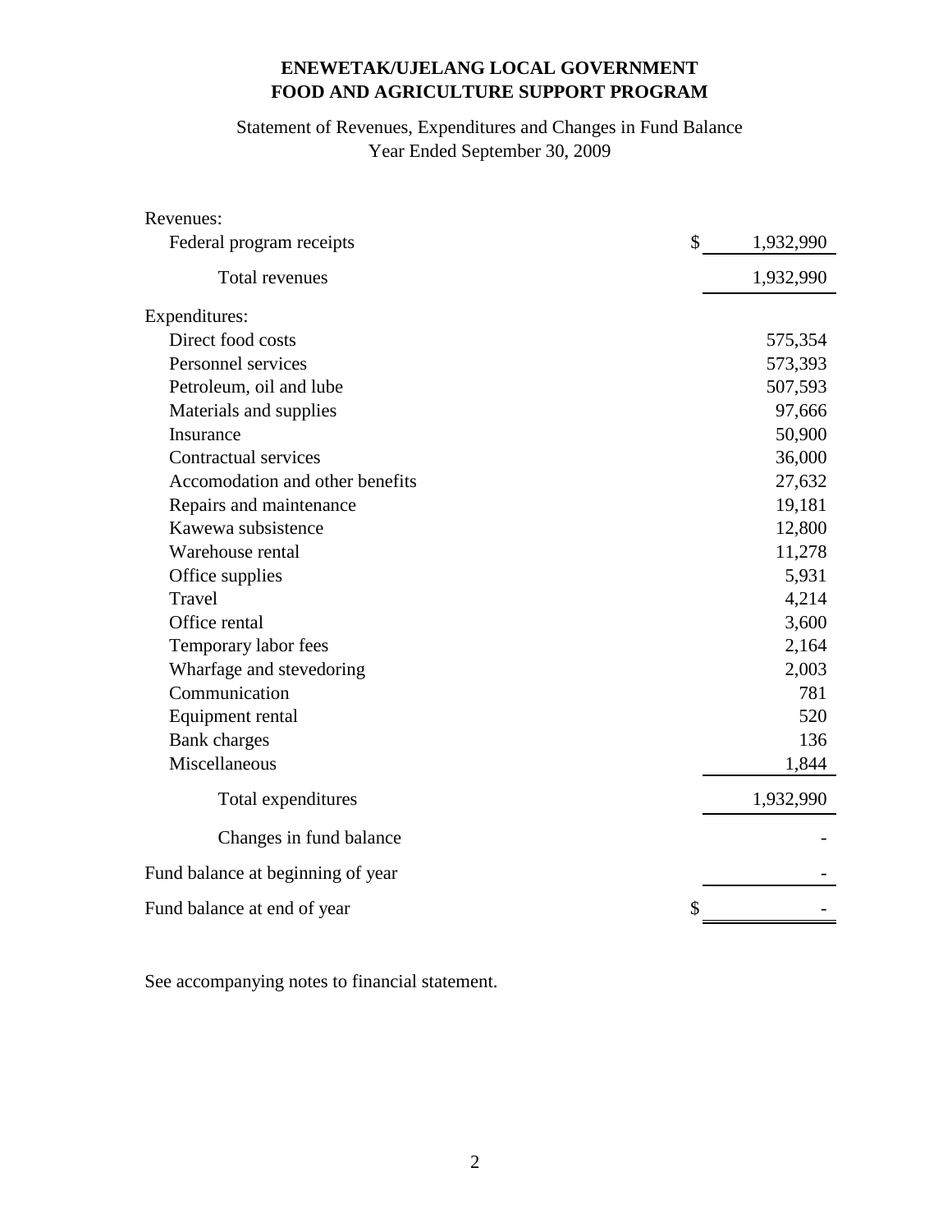**ENEWETAK/UJELANG LOCAL GOVERNMENT**
**FOOD AND AGRICULTURE SUPPORT PROGRAM**

Statement of Revenues, Expenditures and Changes in Fund Balance
Year Ended September 30, 2009

| | | |
|---|---|---|
| Revenues: | | |
| Federal program receipts | $ | 1,932,990 |
| Total revenues | | 1,932,990 |
| Expenditures: | | |
| Direct food costs | | 575,354 |
| Personnel services | | 573,393 |
| Petroleum, oil and lube | | 507,593 |
| Materials and supplies | | 97,666 |
| Insurance | | 50,900 |
| Contractual services | | 36,000 |
| Accomodation and other benefits | | 27,632 |
| Repairs and maintenance | | 19,181 |
| Kawewa subsistence | | 12,800 |
| Warehouse rental | | 11,278 |
| Office supplies | | 5,931 |
| Travel | | 4,214 |
| Office rental | | 3,600 |
| Temporary labor fees | | 2,164 |
| Wharfage and stevedoring | | 2,003 |
| Communication | | 781 |
| Equipment rental | | 520 |
| Bank charges | | 136 |
| Miscellaneous | | 1,844 |
| Total expenditures | | 1,932,990 |
| Changes in fund balance | | - |
| Fund balance at beginning of year | | - |
| Fund balance at end of year | $ | - |

See accompanying notes to financial statement.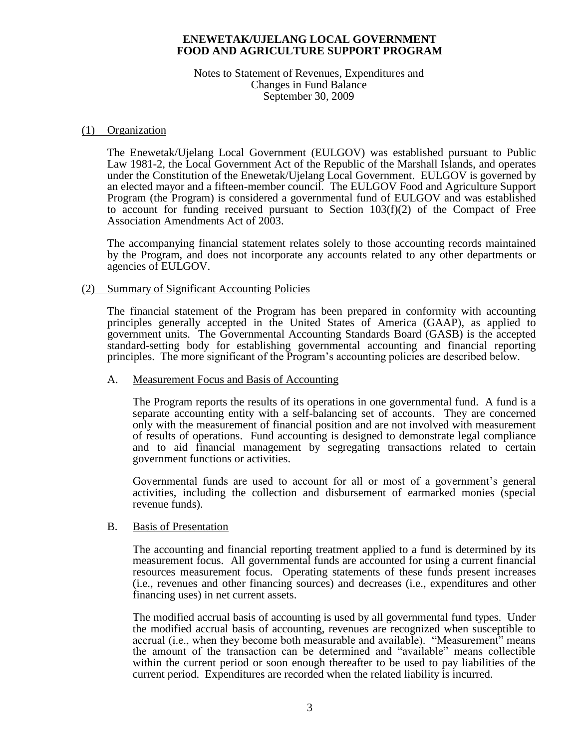**ENEWETAK/UJELANG LOCAL GOVERNMENT**
**FOOD AND AGRICULTURE SUPPORT PROGRAM**

Notes to Statement of Revenues, Expenditures and Changes in Fund Balance
September 30, 2009

## (1) Organization

The Enewetak/Ujelang Local Government (EULGOV) was established pursuant to Public Law 1981-2, the Local Government Act of the Republic of the Marshall Islands, and operates under the Constitution of the Enewetak/Ujelang Local Government. EULGOV is governed by an elected mayor and a fifteen-member council. The EULGOV Food and Agriculture Support Program (the Program) is considered a governmental fund of EULGOV and was established to account for funding received pursuant to Section 103(f)(2) of the Compact of Free Association Amendments Act of 2003.

The accompanying financial statement relates solely to those accounting records maintained by the Program, and does not incorporate any accounts related to any other departments or agencies of EULGOV.

## (2) Summary of Significant Accounting Policies

The financial statement of the Program has been prepared in conformity with accounting principles generally accepted in the United States of America (GAAP), as applied to government units. The Governmental Accounting Standards Board (GASB) is the accepted standard-setting body for establishing governmental accounting and financial reporting principles. The more significant of the Program's accounting policies are described below.

### A. Measurement Focus and Basis of Accounting

The Program reports the results of its operations in one governmental fund. A fund is a separate accounting entity with a self-balancing set of accounts. They are concerned only with the measurement of financial position and are not involved with measurement of results of operations. Fund accounting is designed to demonstrate legal compliance and to aid financial management by segregating transactions related to certain government functions or activities.

Governmental funds are used to account for all or most of a government's general activities, including the collection and disbursement of earmarked monies (special revenue funds).

### B. Basis of Presentation

The accounting and financial reporting treatment applied to a fund is determined by its measurement focus. All governmental funds are accounted for using a current financial resources measurement focus. Operating statements of these funds present increases (i.e., revenues and other financing sources) and decreases (i.e., expenditures and other financing uses) in net current assets.

The modified accrual basis of accounting is used by all governmental fund types. Under the modified accrual basis of accounting, revenues are recognized when susceptible to accrual (i.e., when they become both measurable and available). "Measurement" means the amount of the transaction can be determined and "available" means collectible within the current period or soon enough thereafter to be used to pay liabilities of the current period. Expenditures are recorded when the related liability is incurred.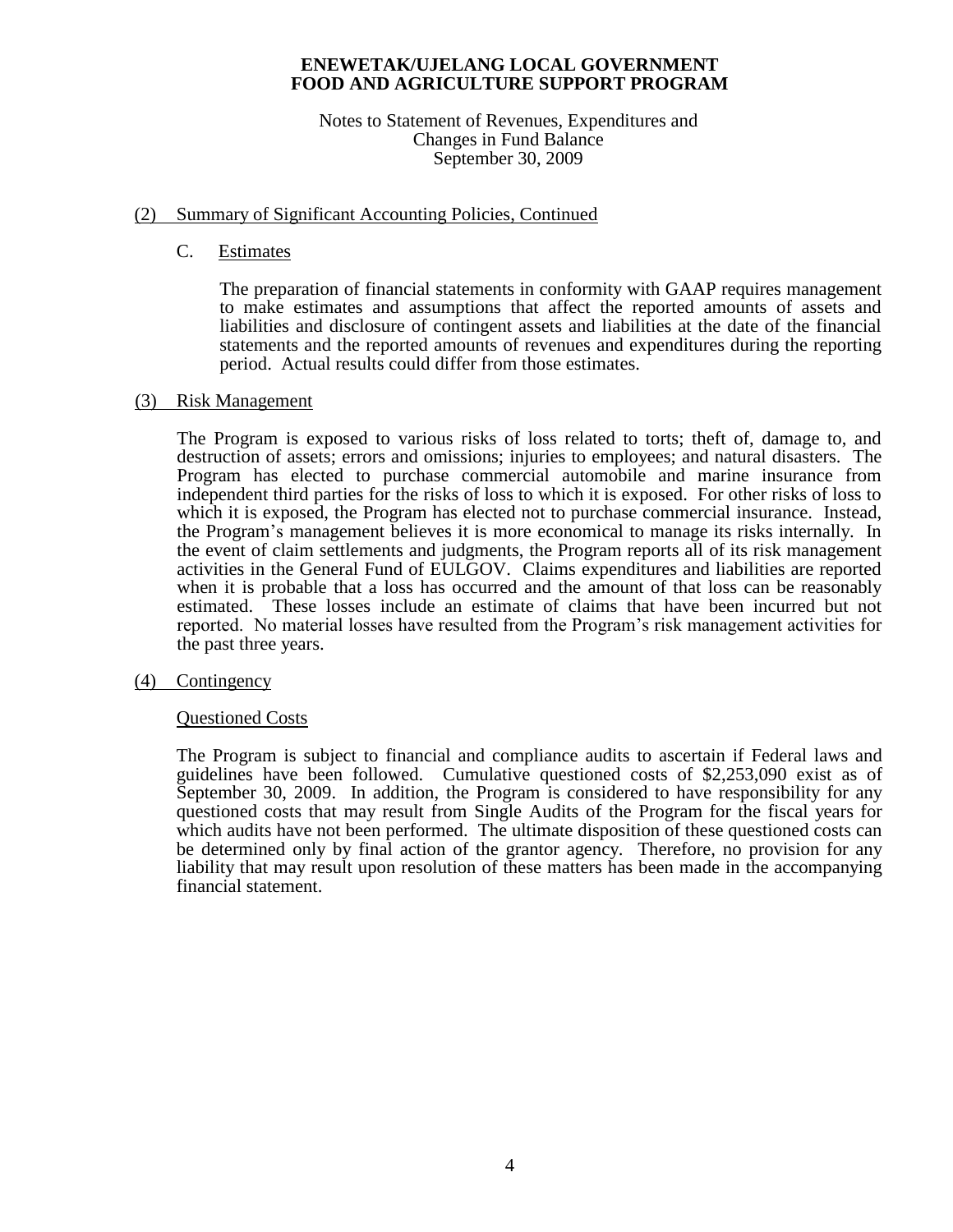# ENEWETAK/UJELANG LOCAL GOVERNMENT
# FOOD AND AGRICULTURE SUPPORT PROGRAM

Notes to Statement of Revenues, Expenditures and Changes in Fund Balance
September 30, 2009

## (2) Summary of Significant Accounting Policies, Continued

### C. Estimates

The preparation of financial statements in conformity with GAAP requires management to make estimates and assumptions that affect the reported amounts of assets and liabilities and disclosure of contingent assets and liabilities at the date of the financial statements and the reported amounts of revenues and expenditures during the reporting period. Actual results could differ from those estimates.

## (3) Risk Management

The Program is exposed to various risks of loss related to torts; theft of, damage to, and destruction of assets; errors and omissions; injuries to employees; and natural disasters. The Program has elected to purchase commercial automobile and marine insurance from independent third parties for the risks of loss to which it is exposed. For other risks of loss to which it is exposed, the Program has elected not to purchase commercial insurance. Instead, the Program's management believes it is more economical to manage its risks internally. In the event of claim settlements and judgments, the Program reports all of its risk management activities in the General Fund of EULGOV. Claims expenditures and liabilities are reported when it is probable that a loss has occurred and the amount of that loss can be reasonably estimated. These losses include an estimate of claims that have been incurred but not reported. No material losses have resulted from the Program's risk management activities for the past three years.

## (4) Contingency

### Questioned Costs

The Program is subject to financial and compliance audits to ascertain if Federal laws and guidelines have been followed. Cumulative questioned costs of $2,253,090 exist as of September 30, 2009. In addition, the Program is considered to have responsibility for any questioned costs that may result from Single Audits of the Program for the fiscal years for which audits have not been performed. The ultimate disposition of these questioned costs can be determined only by final action of the grantor agency. Therefore, no provision for any liability that may result upon resolution of these matters has been made in the accompanying financial statement.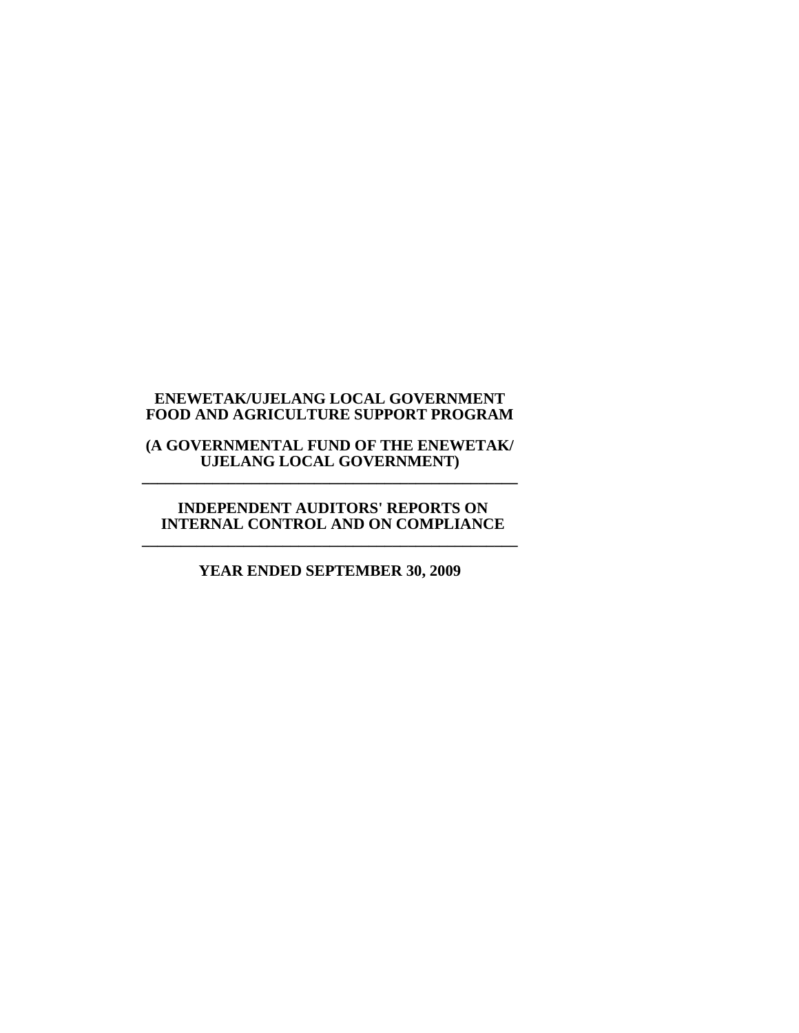**ENEWETAK/UJELANG LOCAL GOVERNMENT**
**FOOD AND AGRICULTURE SUPPORT PROGRAM**

**(A GOVERNMENTAL FUND OF THE ENEWETAK/**
**UJELANG LOCAL GOVERNMENT)**

---

**INDEPENDENT AUDITORS' REPORTS ON**
**INTERNAL CONTROL AND ON COMPLIANCE**

---

**YEAR ENDED SEPTEMBER 30, 2009**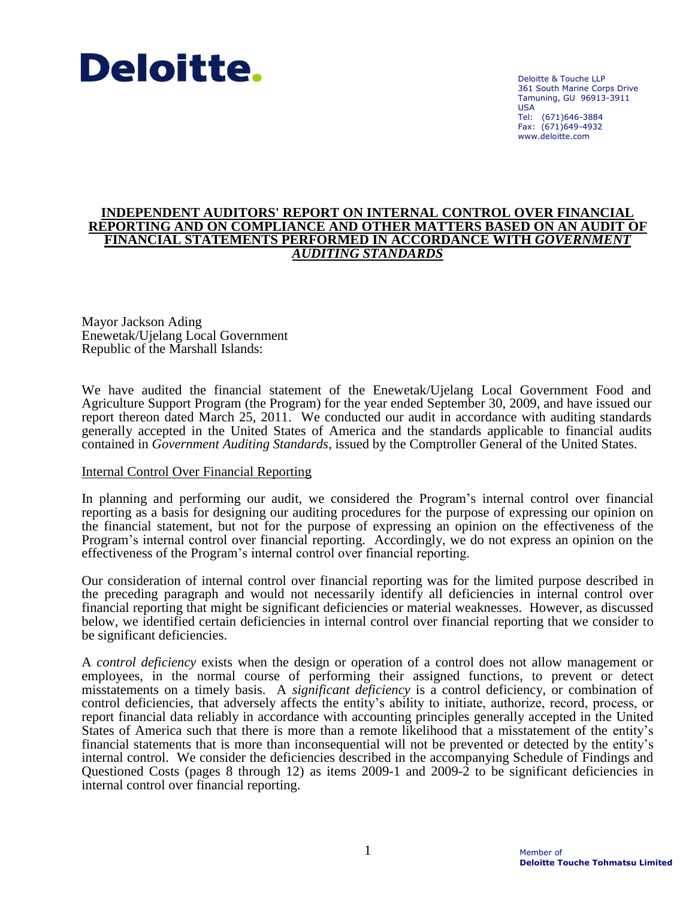# Deloitte.

Deloitte & Touche LLP
361 South Marine Corps Drive
Tamuning, GU 96913-3911
USA
Tel: (671)646-3884
Fax: (671)649-4932
www.deloitte.com

## INDEPENDENT AUDITORS' REPORT ON INTERNAL CONTROL OVER FINANCIAL REPORTING AND ON COMPLIANCE AND OTHER MATTERS BASED ON AN AUDIT OF FINANCIAL STATEMENTS PERFORMED IN ACCORDANCE WITH *GOVERNMENT AUDITING STANDARDS*

Mayor Jackson Ading
Enewetak/Ujelang Local Government
Republic of the Marshall Islands:

We have audited the financial statement of the Enewetak/Ujelang Local Government Food and Agriculture Support Program (the Program) for the year ended September 30, 2009, and have issued our report thereon dated March 25, 2011. We conducted our audit in accordance with auditing standards generally accepted in the United States of America and the standards applicable to financial audits contained in *Government Auditing Standards*, issued by the Comptroller General of the United States.

Internal Control Over Financial Reporting

In planning and performing our audit, we considered the Program's internal control over financial reporting as a basis for designing our auditing procedures for the purpose of expressing our opinion on the financial statement, but not for the purpose of expressing an opinion on the effectiveness of the Program's internal control over financial reporting. Accordingly, we do not express an opinion on the effectiveness of the Program's internal control over financial reporting.

Our consideration of internal control over financial reporting was for the limited purpose described in the preceding paragraph and would not necessarily identify all deficiencies in internal control over financial reporting that might be significant deficiencies or material weaknesses. However, as discussed below, we identified certain deficiencies in internal control over financial reporting that we consider to be significant deficiencies.

A *control deficiency* exists when the design or operation of a control does not allow management or employees, in the normal course of performing their assigned functions, to prevent or detect misstatements on a timely basis. A *significant deficiency* is a control deficiency, or combination of control deficiencies, that adversely affects the entity's ability to initiate, authorize, record, process, or report financial data reliably in accordance with accounting principles generally accepted in the United States of America such that there is more than a remote likelihood that a misstatement of the entity's financial statements that is more than inconsequential will not be prevented or detected by the entity's internal control. We consider the deficiencies described in the accompanying Schedule of Findings and Questioned Costs (pages 8 through 12) as items 2009-1 and 2009-2 to be significant deficiencies in internal control over financial reporting.

Member of
**Deloitte Touche Tohmatsu Limited**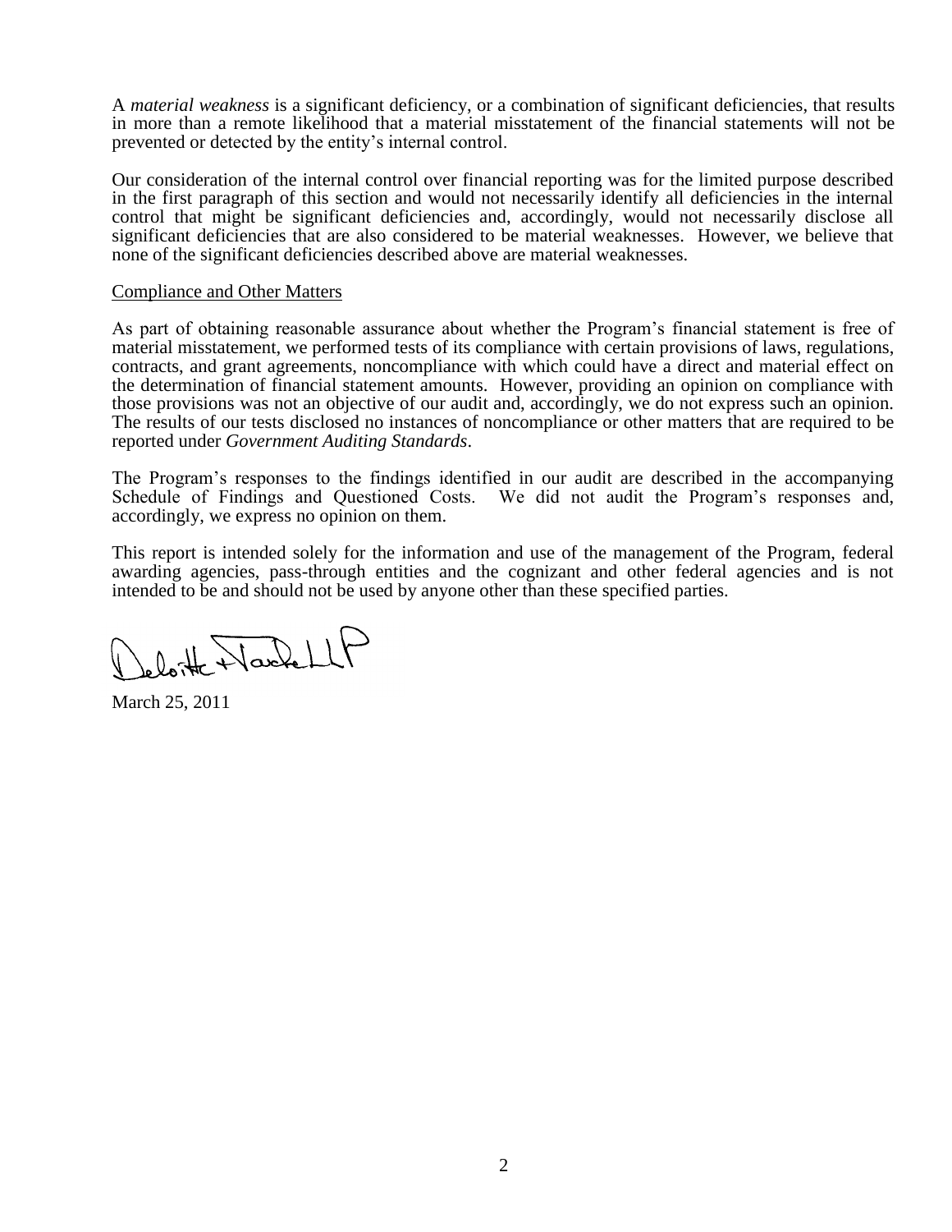A *material weakness* is a significant deficiency, or a combination of significant deficiencies, that results in more than a remote likelihood that a material misstatement of the financial statements will not be prevented or detected by the entity's internal control.

Our consideration of the internal control over financial reporting was for the limited purpose described in the first paragraph of this section and would not necessarily identify all deficiencies in the internal control that might be significant deficiencies and, accordingly, would not necessarily disclose all significant deficiencies that are also considered to be material weaknesses. However, we believe that none of the significant deficiencies described above are material weaknesses.

Compliance and Other Matters

As part of obtaining reasonable assurance about whether the Program's financial statement is free of material misstatement, we performed tests of its compliance with certain provisions of laws, regulations, contracts, and grant agreements, noncompliance with which could have a direct and material effect on the determination of financial statement amounts. However, providing an opinion on compliance with those provisions was not an objective of our audit and, accordingly, we do not express such an opinion. The results of our tests disclosed no instances of noncompliance or other matters that are required to be reported under *Government Auditing Standards*.

The Program's responses to the findings identified in our audit are described in the accompanying Schedule of Findings and Questioned Costs. We did not audit the Program's responses and, accordingly, we express no opinion on them.

This report is intended solely for the information and use of the management of the Program, federal awarding agencies, pass-through entities and the cognizant and other federal agencies and is not intended to be and should not be used by anyone other than these specified parties.

Deloitte & Touche LLP

March 25, 2011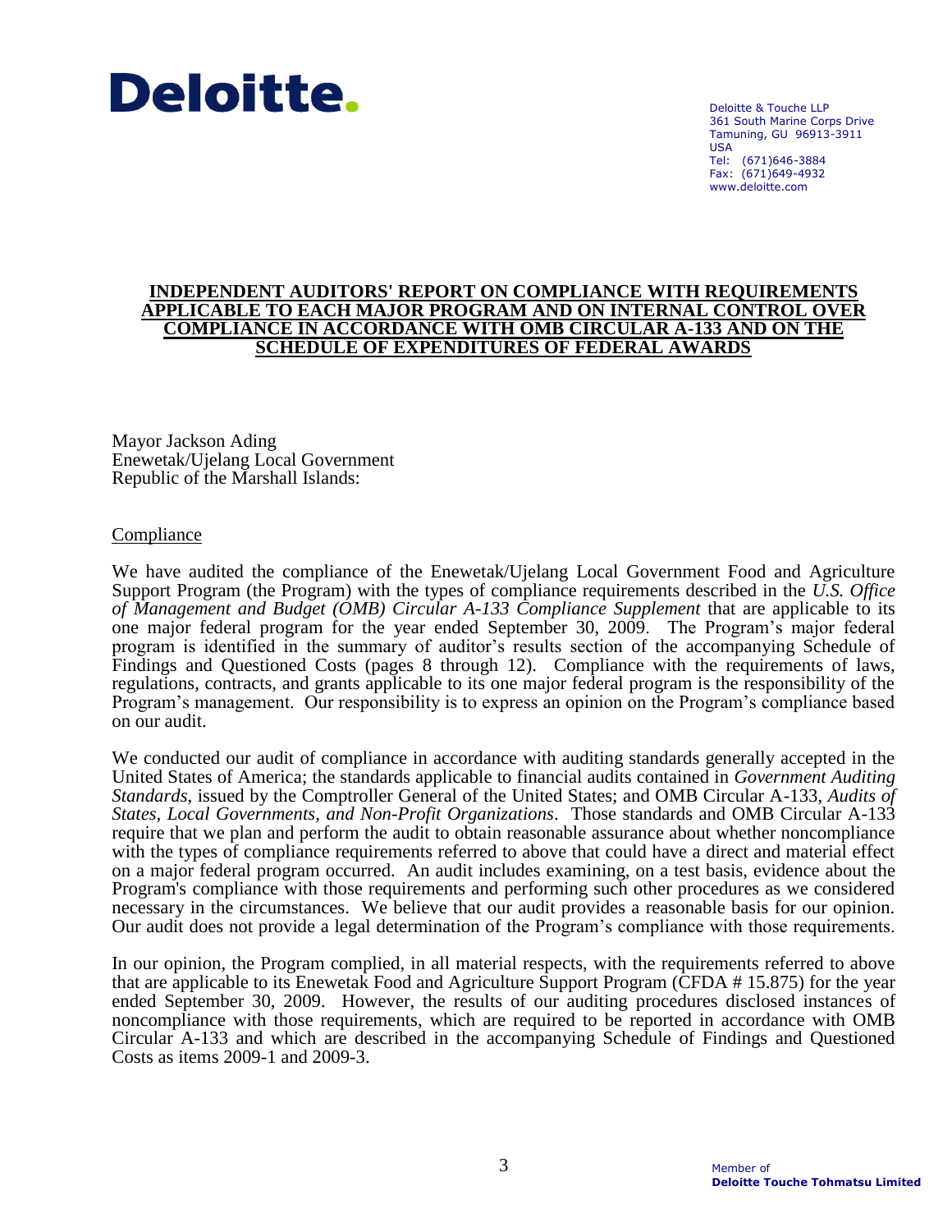Deloitte.

Deloitte & Touche LLP
361 South Marine Corps Drive
Tamuning, GU 96913-3911
USA
Tel: (671)646-3884
Fax: (671)649-4932
www.deloitte.com

## INDEPENDENT AUDITORS' REPORT ON COMPLIANCE WITH REQUIREMENTS APPLICABLE TO EACH MAJOR PROGRAM AND ON INTERNAL CONTROL OVER COMPLIANCE IN ACCORDANCE WITH OMB CIRCULAR A-133 AND ON THE SCHEDULE OF EXPENDITURES OF FEDERAL AWARDS

Mayor Jackson Ading
Enewetak/Ujelang Local Government
Republic of the Marshall Islands:

### Compliance

We have audited the compliance of the Enewetak/Ujelang Local Government Food and Agriculture Support Program (the Program) with the types of compliance requirements described in the *U.S. Office of Management and Budget (OMB) Circular A-133 Compliance Supplement* that are applicable to its one major federal program for the year ended September 30, 2009. The Program's major federal program is identified in the summary of auditor's results section of the accompanying Schedule of Findings and Questioned Costs (pages 8 through 12). Compliance with the requirements of laws, regulations, contracts, and grants applicable to its one major federal program is the responsibility of the Program's management. Our responsibility is to express an opinion on the Program's compliance based on our audit.

We conducted our audit of compliance in accordance with auditing standards generally accepted in the United States of America; the standards applicable to financial audits contained in *Government Auditing Standards*, issued by the Comptroller General of the United States; and OMB Circular A-133, *Audits of States, Local Governments, and Non-Profit Organizations*. Those standards and OMB Circular A-133 require that we plan and perform the audit to obtain reasonable assurance about whether noncompliance with the types of compliance requirements referred to above that could have a direct and material effect on a major federal program occurred. An audit includes examining, on a test basis, evidence about the Program's compliance with those requirements and performing such other procedures as we considered necessary in the circumstances. We believe that our audit provides a reasonable basis for our opinion. Our audit does not provide a legal determination of the Program's compliance with those requirements.

In our opinion, the Program complied, in all material respects, with the requirements referred to above that are applicable to its Enewetak Food and Agriculture Support Program (CFDA # 15.875) for the year ended September 30, 2009. However, the results of our auditing procedures disclosed instances of noncompliance with those requirements, which are required to be reported in accordance with OMB Circular A-133 and which are described in the accompanying Schedule of Findings and Questioned Costs as items 2009-1 and 2009-3.

Member of
**Deloitte Touche Tohmatsu Limited**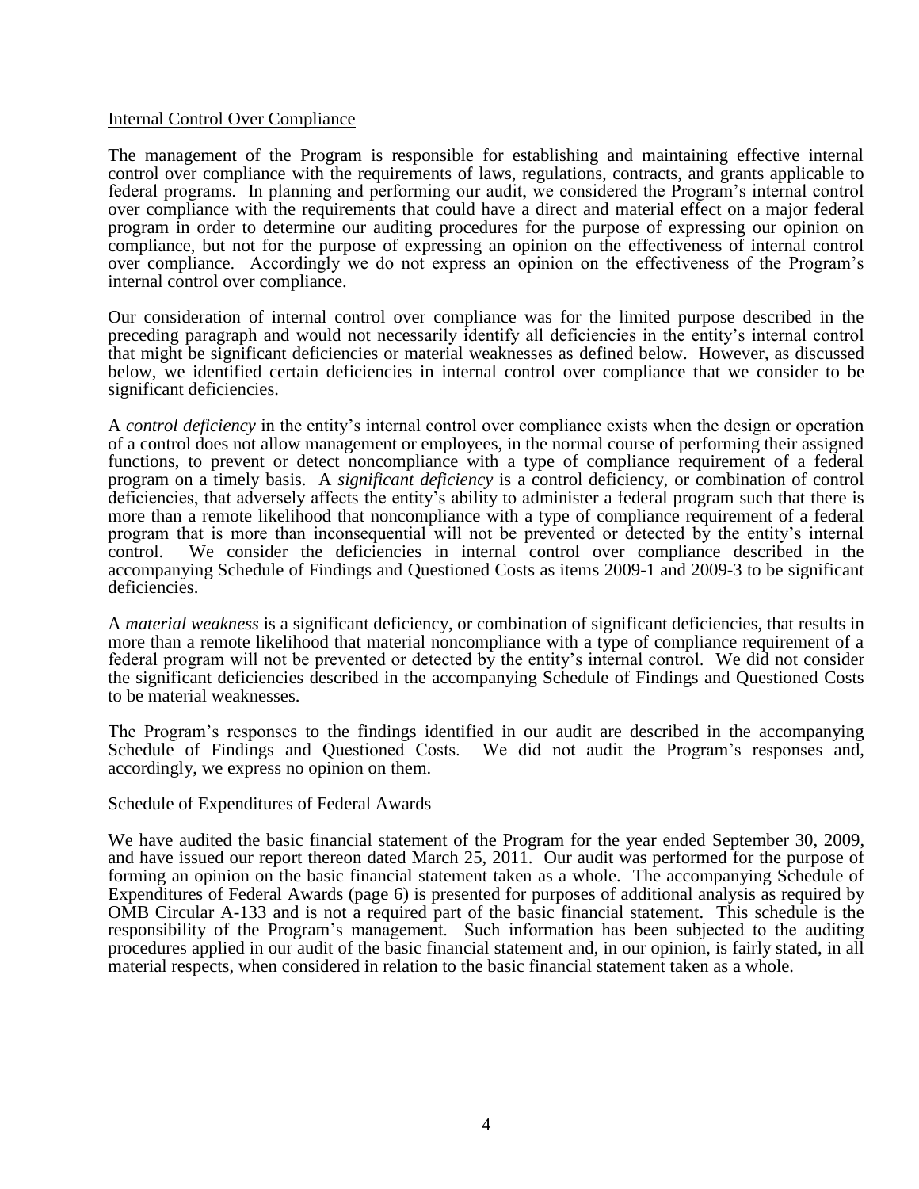Internal Control Over Compliance

The management of the Program is responsible for establishing and maintaining effective internal control over compliance with the requirements of laws, regulations, contracts, and grants applicable to federal programs. In planning and performing our audit, we considered the Program's internal control over compliance with the requirements that could have a direct and material effect on a major federal program in order to determine our auditing procedures for the purpose of expressing our opinion on compliance, but not for the purpose of expressing an opinion on the effectiveness of internal control over compliance. Accordingly we do not express an opinion on the effectiveness of the Program's internal control over compliance.

Our consideration of internal control over compliance was for the limited purpose described in the preceding paragraph and would not necessarily identify all deficiencies in the entity's internal control that might be significant deficiencies or material weaknesses as defined below. However, as discussed below, we identified certain deficiencies in internal control over compliance that we consider to be significant deficiencies.

A *control deficiency* in the entity's internal control over compliance exists when the design or operation of a control does not allow management or employees, in the normal course of performing their assigned functions, to prevent or detect noncompliance with a type of compliance requirement of a federal program on a timely basis. A *significant deficiency* is a control deficiency, or combination of control deficiencies, that adversely affects the entity's ability to administer a federal program such that there is more than a remote likelihood that noncompliance with a type of compliance requirement of a federal program that is more than inconsequential will not be prevented or detected by the entity's internal control. We consider the deficiencies in internal control over compliance described in the accompanying Schedule of Findings and Questioned Costs as items 2009-1 and 2009-3 to be significant deficiencies.

A *material weakness* is a significant deficiency, or combination of significant deficiencies, that results in more than a remote likelihood that material noncompliance with a type of compliance requirement of a federal program will not be prevented or detected by the entity's internal control. We did not consider the significant deficiencies described in the accompanying Schedule of Findings and Questioned Costs to be material weaknesses.

The Program's responses to the findings identified in our audit are described in the accompanying Schedule of Findings and Questioned Costs. We did not audit the Program's responses and, accordingly, we express no opinion on them.

Schedule of Expenditures of Federal Awards

We have audited the basic financial statement of the Program for the year ended September 30, 2009, and have issued our report thereon dated March 25, 2011. Our audit was performed for the purpose of forming an opinion on the basic financial statement taken as a whole. The accompanying Schedule of Expenditures of Federal Awards (page 6) is presented for purposes of additional analysis as required by OMB Circular A-133 and is not a required part of the basic financial statement. This schedule is the responsibility of the Program's management. Such information has been subjected to the auditing procedures applied in our audit of the basic financial statement and, in our opinion, is fairly stated, in all material respects, when considered in relation to the basic financial statement taken as a whole.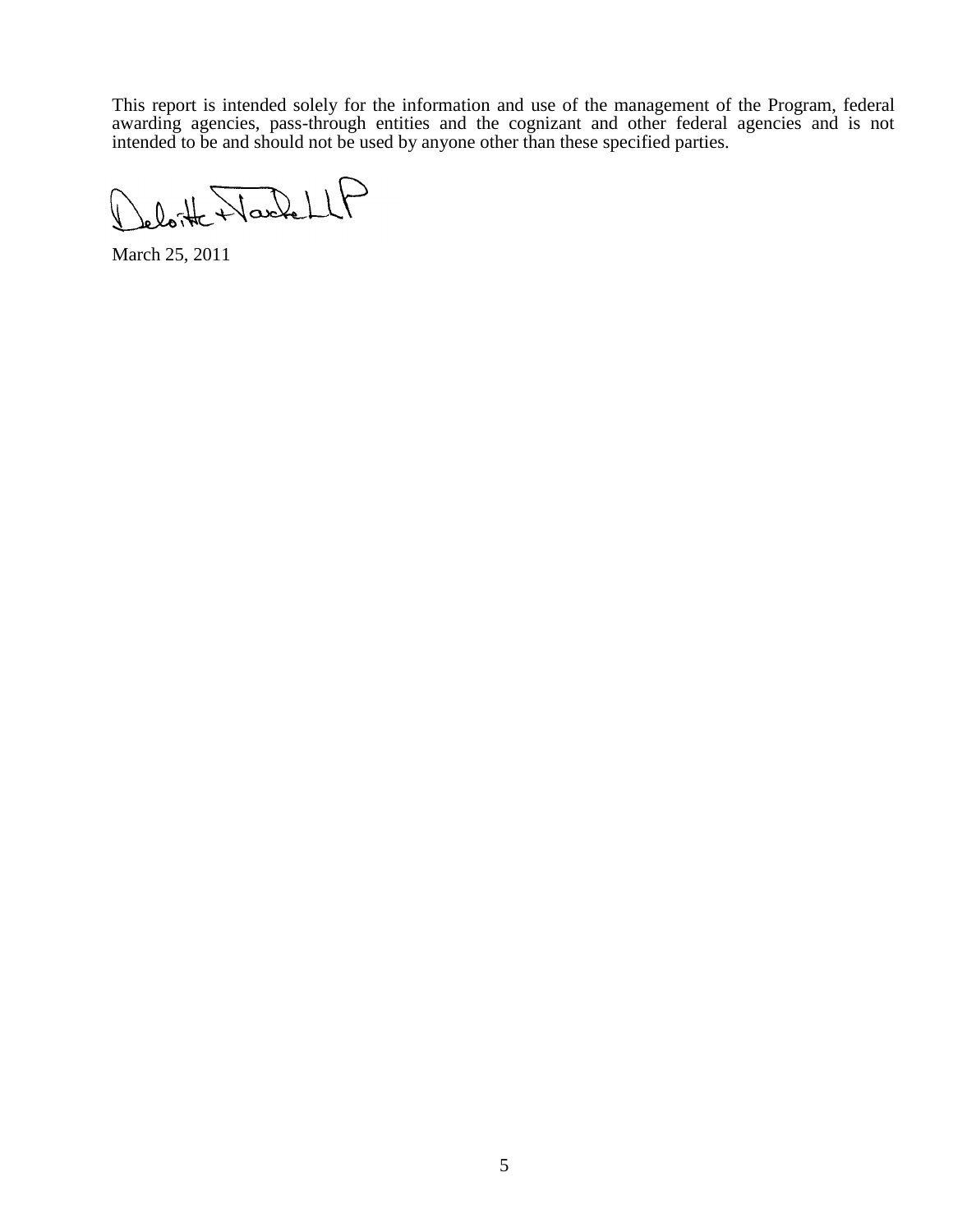This report is intended solely for the information and use of the management of the Program, federal awarding agencies, pass-through entities and the cognizant and other federal agencies and is not intended to be and should not be used by anyone other than these specified parties.

Deloitte & Touche LLP

March 25, 2011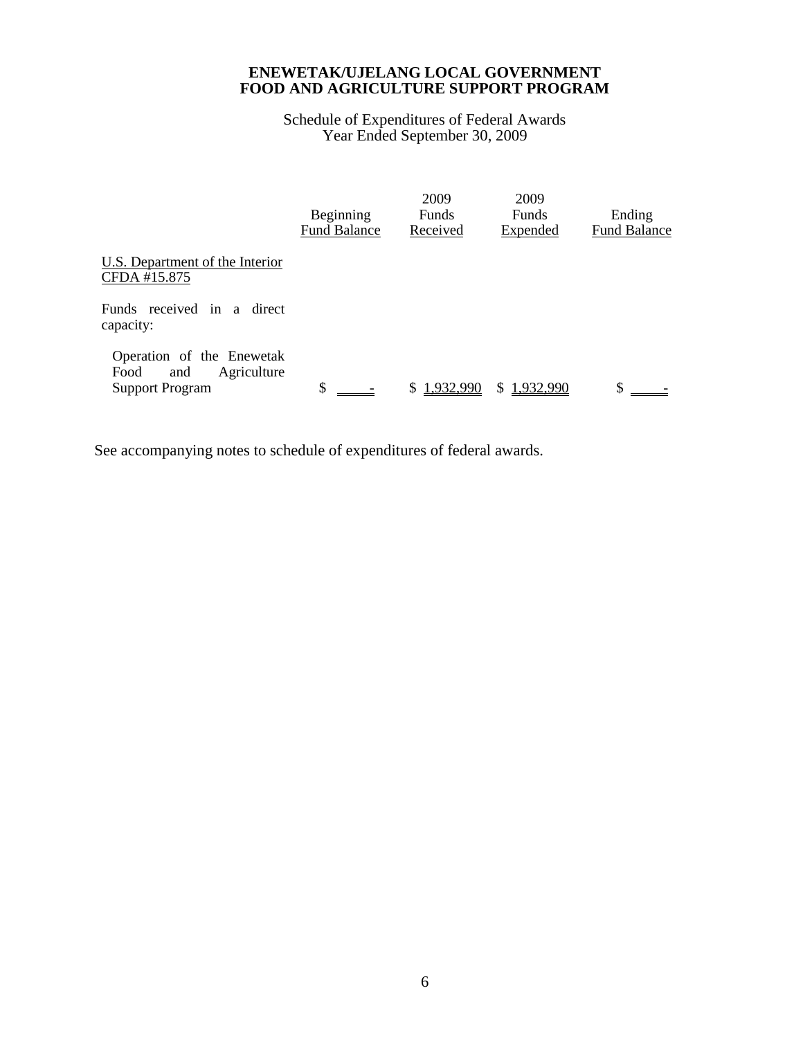**ENEWETAK/UJELANG LOCAL GOVERNMENT**
**FOOD AND AGRICULTURE SUPPORT PROGRAM**

Schedule of Expenditures of Federal Awards
Year Ended September 30, 2009

| | Beginning Fund Balance | 2009 Funds Received | 2009 Funds Expended | Ending Fund Balance |
|---|---|---|---|---|
| U.S. Department of the Interior CFDA #15.875 | | | | |
| Funds received in a direct capacity: | | | | |
| Operation of the Enewetak Food and Agriculture Support Program | $ - | $ 1,932,990 | $ 1,932,990 | $ - |

See accompanying notes to schedule of expenditures of federal awards.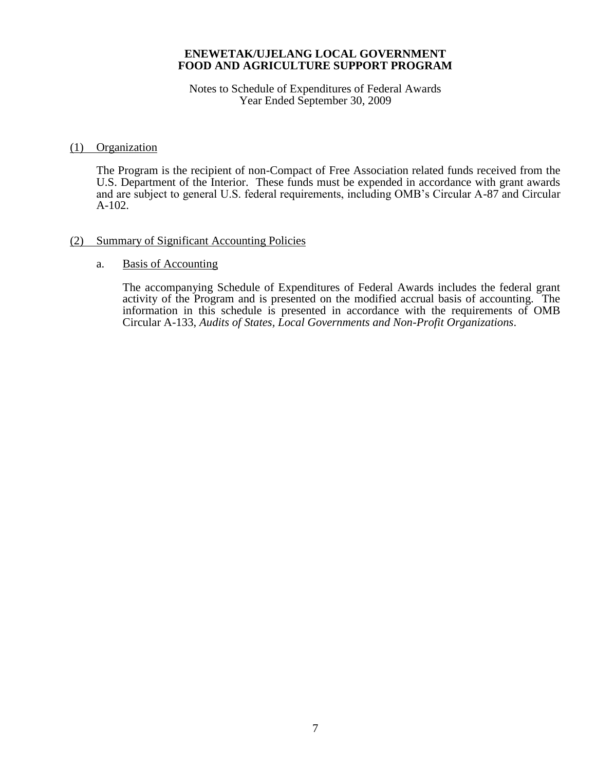**ENEWETAK/UJELANG LOCAL GOVERNMENT**
**FOOD AND AGRICULTURE SUPPORT PROGRAM**

Notes to Schedule of Expenditures of Federal Awards
Year Ended September 30, 2009

## (1) Organization

The Program is the recipient of non-Compact of Free Association related funds received from the U.S. Department of the Interior. These funds must be expended in accordance with grant awards and are subject to general U.S. federal requirements, including OMB's Circular A-87 and Circular A-102.

## (2) Summary of Significant Accounting Policies

### a. Basis of Accounting

The accompanying Schedule of Expenditures of Federal Awards includes the federal grant activity of the Program and is presented on the modified accrual basis of accounting. The information in this schedule is presented in accordance with the requirements of OMB Circular A-133, *Audits of States, Local Governments and Non-Profit Organizations*.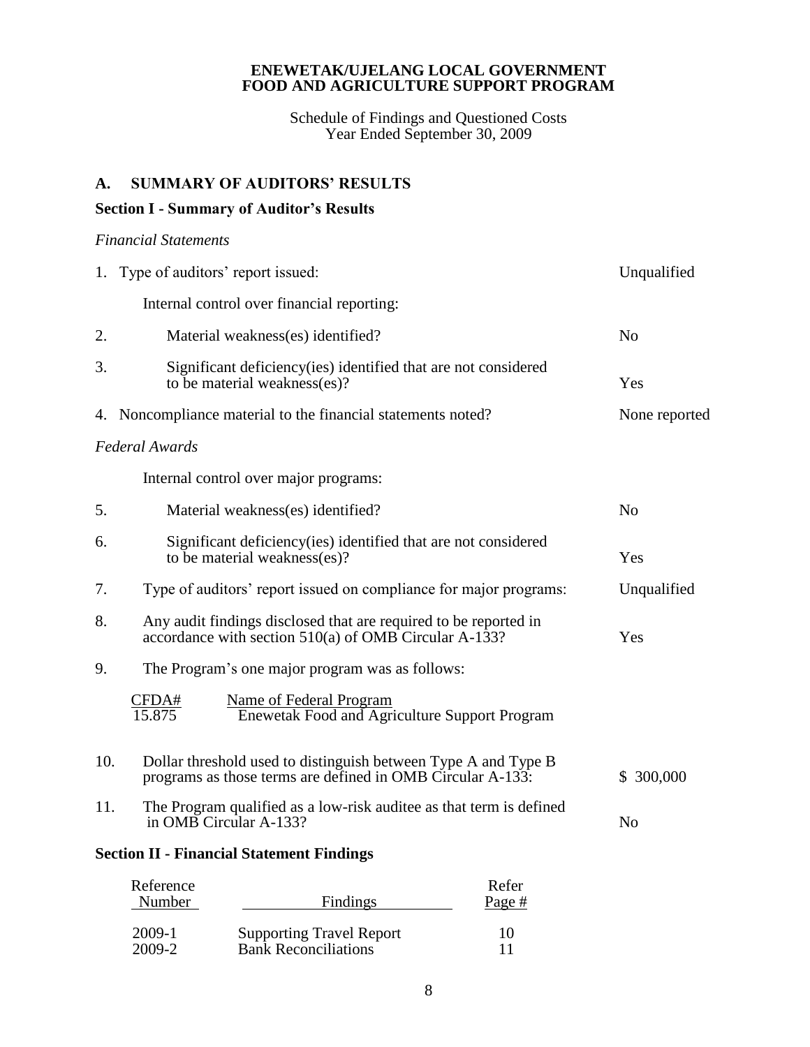**ENEWETAK/UJELANG LOCAL GOVERNMENT**
**FOOD AND AGRICULTURE SUPPORT PROGRAM**

Schedule of Findings and Questioned Costs
Year Ended September 30, 2009

## A. SUMMARY OF AUDITORS' RESULTS

### Section I - Summary of Auditor's Results

*Financial Statements*

| | | |
|---|---|---|
| 1. | Type of auditors' report issued: | Unqualified |
| | Internal control over financial reporting: | |
| 2. | Material weakness(es) identified? | No |
| 3. | Significant deficiency(ies) identified that are not considered to be material weakness(es)? | Yes |
| 4. | Noncompliance material to the financial statements noted? | None reported |

*Federal Awards*

| | | |
|---|---|---|
| | Internal control over major programs: | |
| 5. | Material weakness(es) identified? | No |
| 6. | Significant deficiency(ies) identified that are not considered to be material weakness(es)? | Yes |
| 7. | Type of auditors' report issued on compliance for major programs: | Unqualified |
| 8. | Any audit findings disclosed that are required to be reported in accordance with section 510(a) of OMB Circular A-133? | Yes |
| 9. | The Program's one major program was as follows: | |

| CFDA# | Name of Federal Program |
|---|---|
| 15.875 | Enewetak Food and Agriculture Support Program |

| | | |
|---|---|---|
| 10. | Dollar threshold used to distinguish between Type A and Type B programs as those terms are defined in OMB Circular A-133: | $ 300,000 |
| 11. | The Program qualified as a low-risk auditee as that term is defined in OMB Circular A-133? | No |

### Section II - Financial Statement Findings

| Reference Number | Findings | Refer Page # |
|---|---|---|
| 2009-1 | Supporting Travel Report | 10 |
| 2009-2 | Bank Reconciliations | 11 |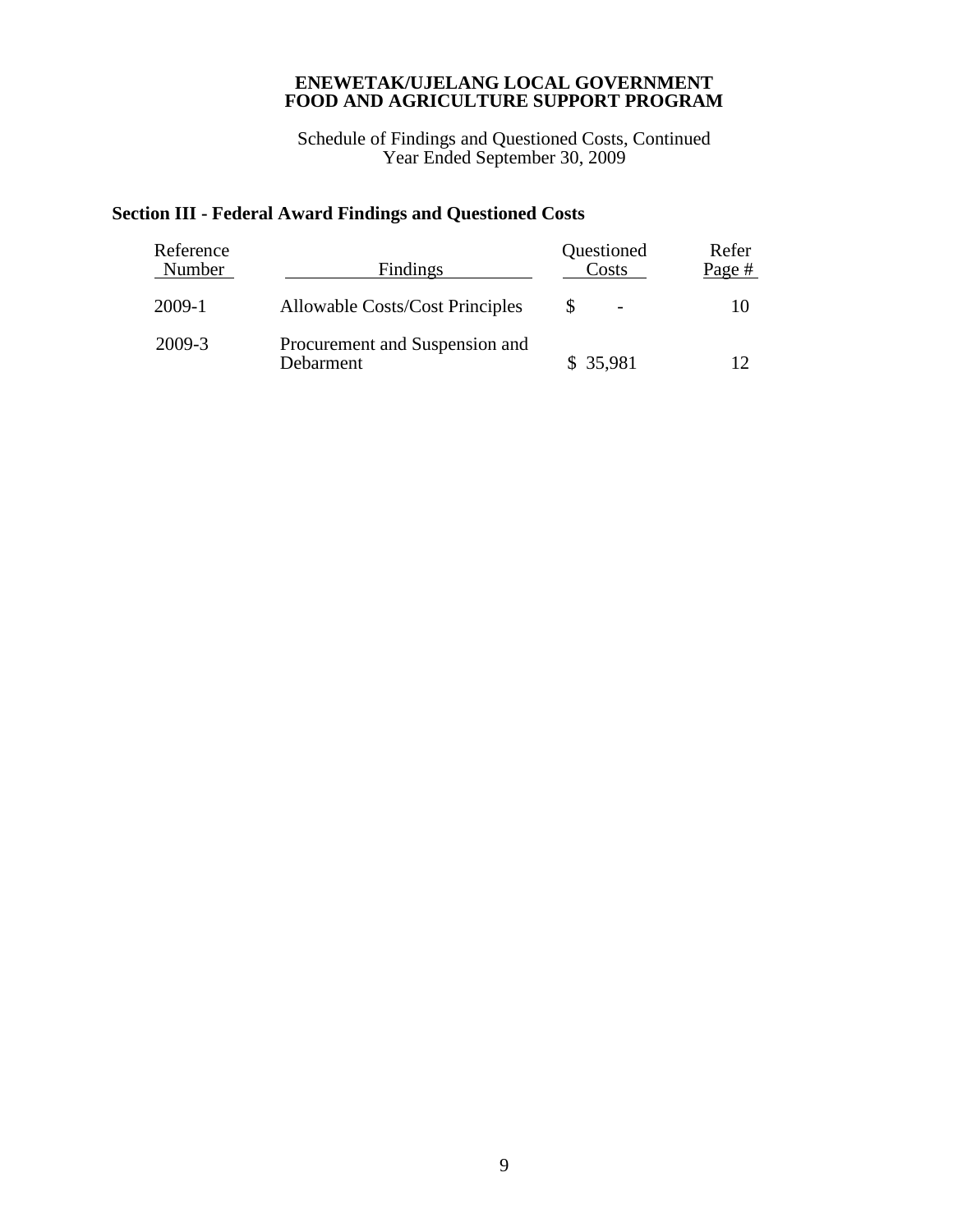**ENEWETAK/UJELANG LOCAL GOVERNMENT**
**FOOD AND AGRICULTURE SUPPORT PROGRAM**

Schedule of Findings and Questioned Costs, Continued
Year Ended September 30, 2009

## Section III - Federal Award Findings and Questioned Costs

| Reference Number | Findings | Questioned Costs | Refer Page # |
|---|---|---|---|
| 2009-1 | Allowable Costs/Cost Principles | $ - | 10 |
| 2009-3 | Procurement and Suspension and Debarment | $ 35,981 | 12 |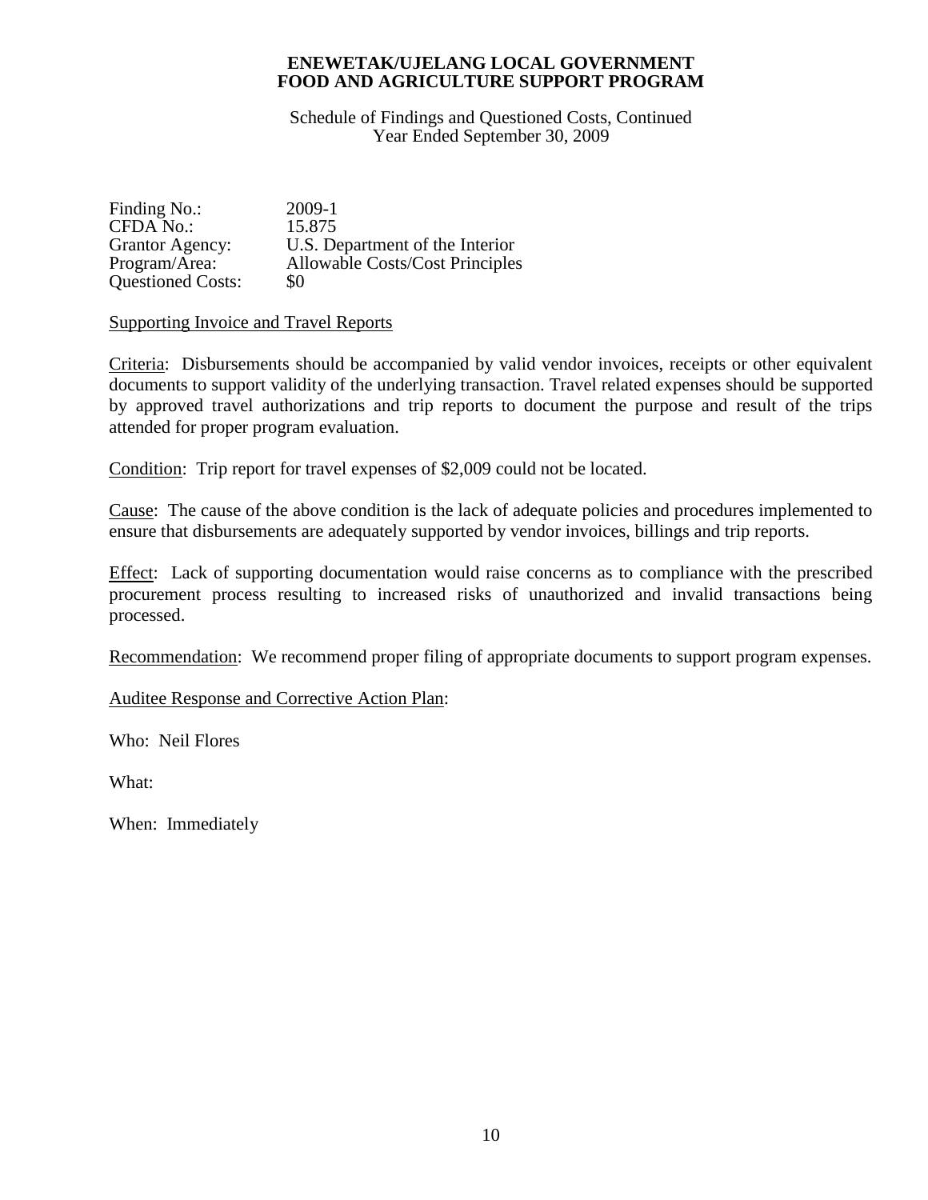**ENEWETAK/UJELANG LOCAL GOVERNMENT**
**FOOD AND AGRICULTURE SUPPORT PROGRAM**

Schedule of Findings and Questioned Costs, Continued
Year Ended September 30, 2009

Finding No.: 2009-1
CFDA No.: 15.875
Grantor Agency: U.S. Department of the Interior
Program/Area: Allowable Costs/Cost Principles
Questioned Costs: $0

Supporting Invoice and Travel Reports

Criteria: Disbursements should be accompanied by valid vendor invoices, receipts or other equivalent documents to support validity of the underlying transaction. Travel related expenses should be supported by approved travel authorizations and trip reports to document the purpose and result of the trips attended for proper program evaluation.

Condition: Trip report for travel expenses of $2,009 could not be located.

Cause: The cause of the above condition is the lack of adequate policies and procedures implemented to ensure that disbursements are adequately supported by vendor invoices, billings and trip reports.

Effect: Lack of supporting documentation would raise concerns as to compliance with the prescribed procurement process resulting to increased risks of unauthorized and invalid transactions being processed.

Recommendation: We recommend proper filing of appropriate documents to support program expenses.

Auditee Response and Corrective Action Plan:

Who: Neil Flores

What:

When: Immediately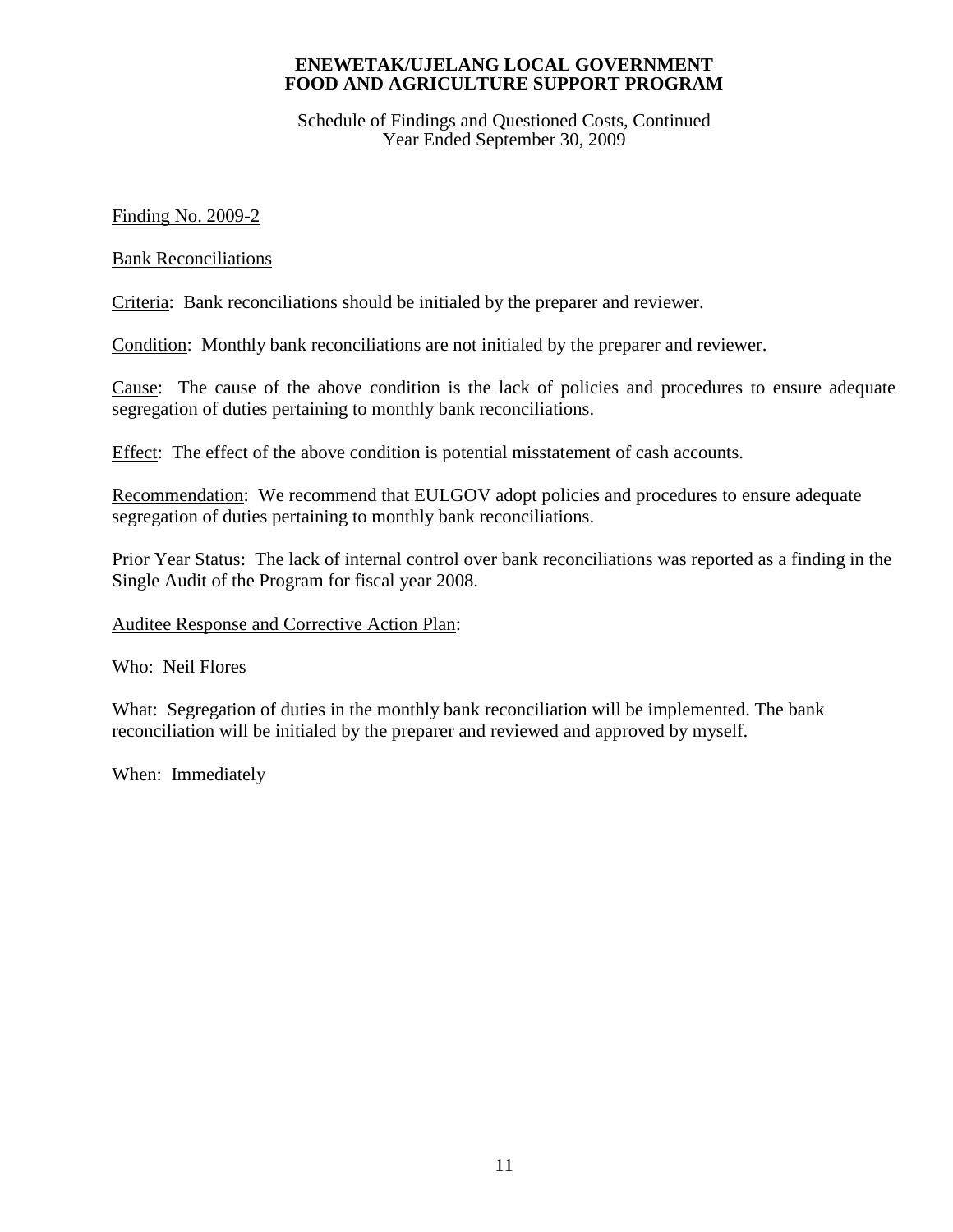**ENEWETAK/UJELANG LOCAL GOVERNMENT**
**FOOD AND AGRICULTURE SUPPORT PROGRAM**

Schedule of Findings and Questioned Costs, Continued
Year Ended September 30, 2009

Finding No. 2009-2

Bank Reconciliations

Criteria: Bank reconciliations should be initialed by the preparer and reviewer.

Condition: Monthly bank reconciliations are not initialed by the preparer and reviewer.

Cause: The cause of the above condition is the lack of policies and procedures to ensure adequate segregation of duties pertaining to monthly bank reconciliations.

Effect: The effect of the above condition is potential misstatement of cash accounts.

Recommendation: We recommend that EULGOV adopt policies and procedures to ensure adequate segregation of duties pertaining to monthly bank reconciliations.

Prior Year Status: The lack of internal control over bank reconciliations was reported as a finding in the Single Audit of the Program for fiscal year 2008.

Auditee Response and Corrective Action Plan:

Who: Neil Flores

What: Segregation of duties in the monthly bank reconciliation will be implemented. The bank reconciliation will be initialed by the preparer and reviewed and approved by myself.

When: Immediately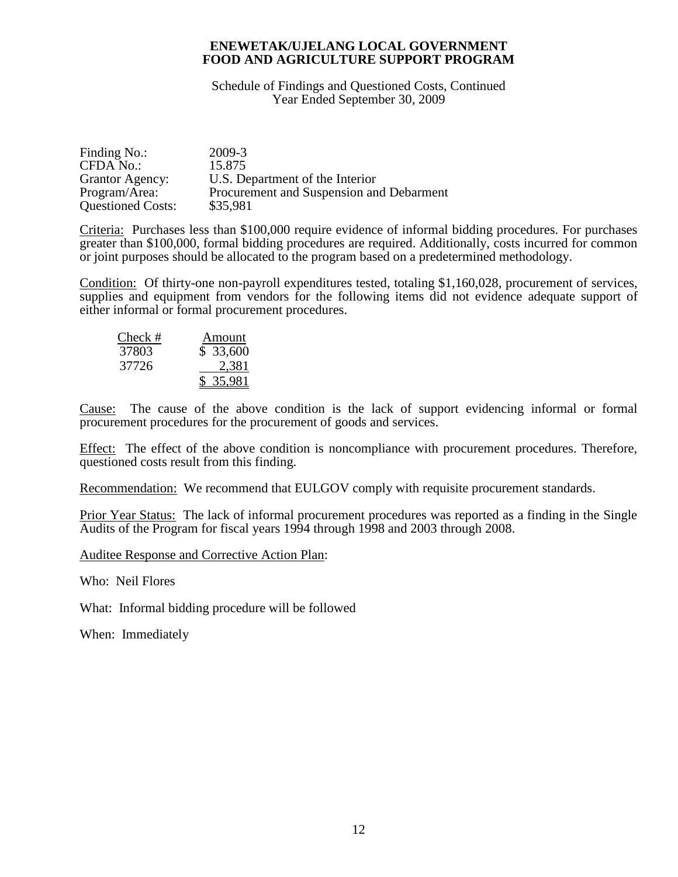**ENEWETAK/UJELANG LOCAL GOVERNMENT**
**FOOD AND AGRICULTURE SUPPORT PROGRAM**

Schedule of Findings and Questioned Costs, Continued
Year Ended September 30, 2009

| | |
|---|---|
| Finding No.: | 2009-3 |
| CFDA No.: | 15.875 |
| Grantor Agency: | U.S. Department of the Interior |
| Program/Area: | Procurement and Suspension and Debarment |
| Questioned Costs: | \$35,981 |

Criteria: Purchases less than \$100,000 require evidence of informal bidding procedures. For purchases greater than \$100,000, formal bidding procedures are required. Additionally, costs incurred for common or joint purposes should be allocated to the program based on a predetermined methodology.

Condition: Of thirty-one non-payroll expenditures tested, totaling \$1,160,028, procurement of services, supplies and equipment from vendors for the following items did not evidence adequate support of either informal or formal procurement procedures.

| Check # | Amount |
|---|---|
| 37803 | \$ 33,600 |
| 37726 | 2,381 |
| | \$ 35,981 |

Cause: The cause of the above condition is the lack of support evidencing informal or formal procurement procedures for the procurement of goods and services.

Effect: The effect of the above condition is noncompliance with procurement procedures. Therefore, questioned costs result from this finding.

Recommendation: We recommend that EULGOV comply with requisite procurement standards.

Prior Year Status: The lack of informal procurement procedures was reported as a finding in the Single Audits of the Program for fiscal years 1994 through 1998 and 2003 through 2008.

Auditee Response and Corrective Action Plan:

Who: Neil Flores

What: Informal bidding procedure will be followed

When: Immediately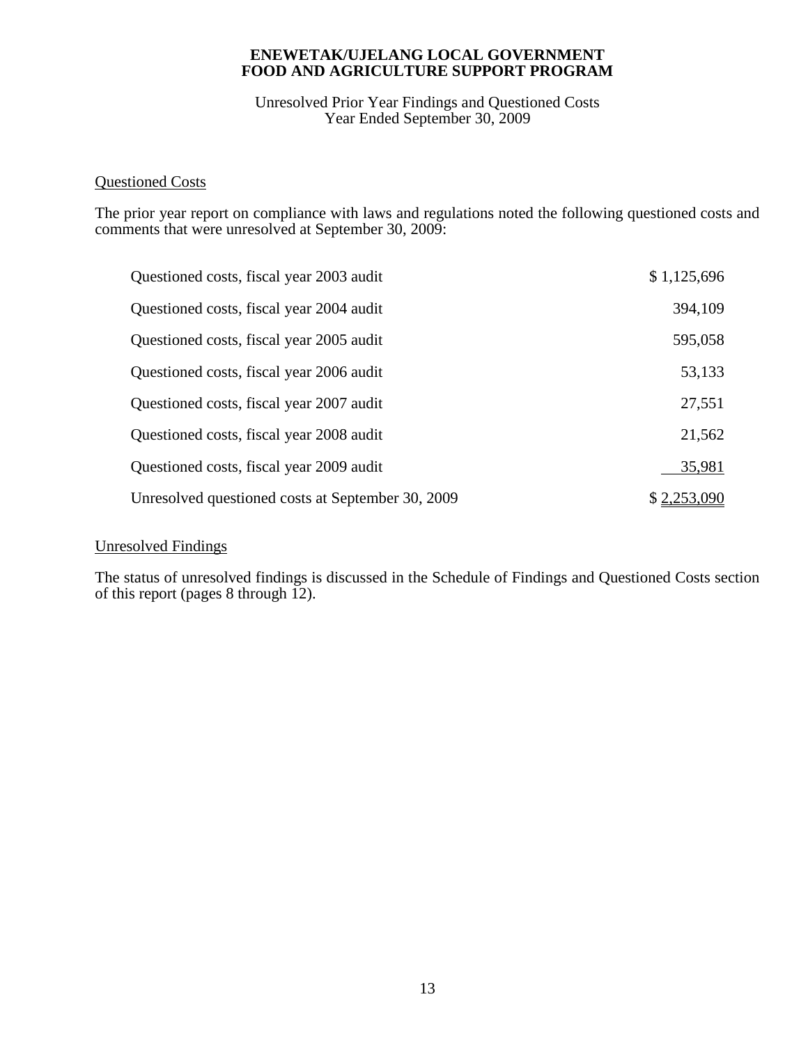**ENEWETAK/UJELANG LOCAL GOVERNMENT**
**FOOD AND AGRICULTURE SUPPORT PROGRAM**

Unresolved Prior Year Findings and Questioned Costs
Year Ended September 30, 2009

## Questioned Costs

The prior year report on compliance with laws and regulations noted the following questioned costs and comments that were unresolved at September 30, 2009:

| | |
|---|---|
| Questioned costs, fiscal year 2003 audit | $ 1,125,696 |
| Questioned costs, fiscal year 2004 audit | 394,109 |
| Questioned costs, fiscal year 2005 audit | 595,058 |
| Questioned costs, fiscal year 2006 audit | 53,133 |
| Questioned costs, fiscal year 2007 audit | 27,551 |
| Questioned costs, fiscal year 2008 audit | 21,562 |
| Questioned costs, fiscal year 2009 audit | 35,981 |
| Unresolved questioned costs at September 30, 2009 | $ 2,253,090 |

## Unresolved Findings

The status of unresolved findings is discussed in the Schedule of Findings and Questioned Costs section of this report (pages 8 through 12).